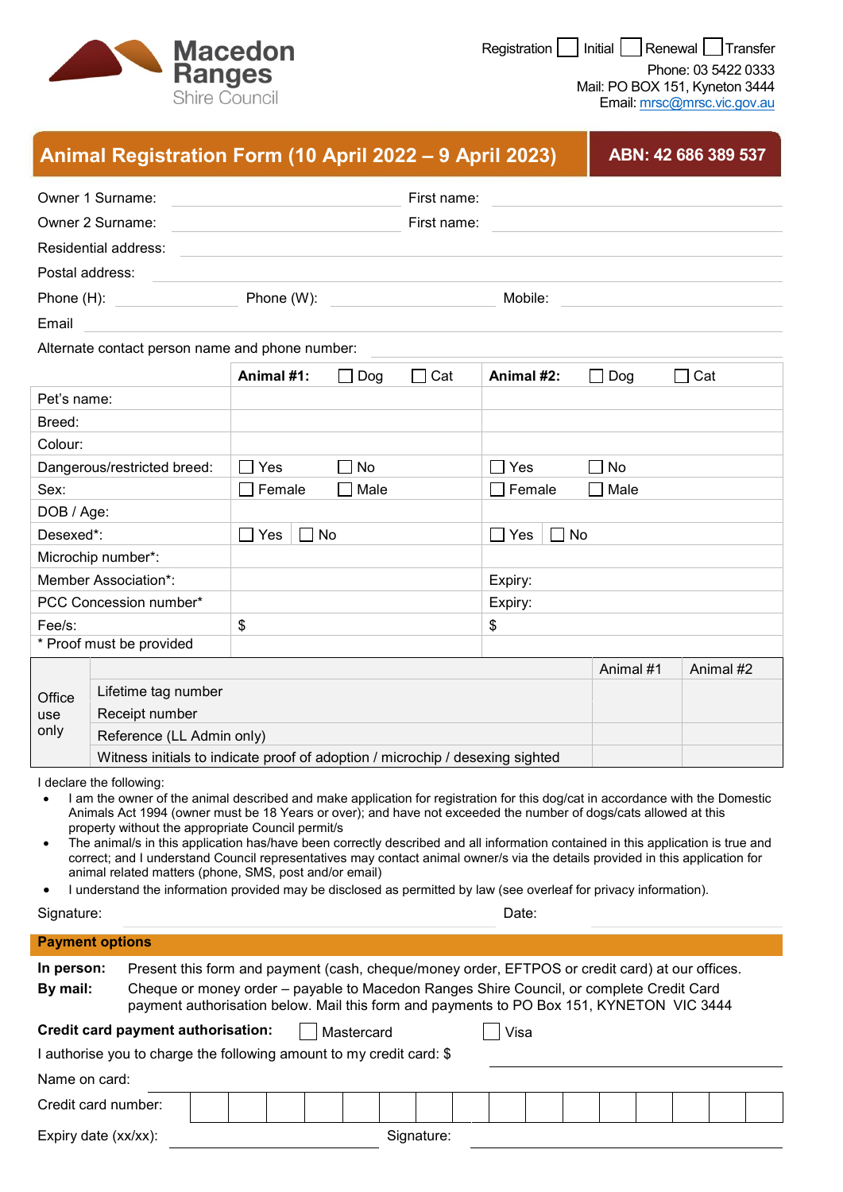Macedon Ranges Shire Council

Registration ☐ Initial ☐ Renewal ☐ Transfer
Phone: 03 5422 0333
Mail: PO BOX 151, Kyneton 3444
Email: mrsc@mrsc.vic.gov.au

# Animal Registration Form (10 April 2022 – 9 April 2023)

**ABN: 42 686 389 537**

Owner 1 Surname: ________________ First name: ________________

Owner 2 Surname: ________________ First name: ________________

Residential address: ________________

Postal address: ________________

Phone (H): ________ Phone (W): ________ Mobile: ________

Email ________________

Alternate contact person name and phone number: ________________

| | **Animal #1:** ☐ Dog ☐ Cat | **Animal #2:** ☐ Dog ☐ Cat |
|---|---|---|
| Pet's name: | | |
| Breed: | | |
| Colour: | | |
| Dangerous/restricted breed: | ☐ Yes ☐ No | ☐ Yes ☐ No |
| Sex: | ☐ Female ☐ Male | ☐ Female ☐ Male |
| DOB / Age: | | |
| Desexed*: | ☐ Yes ☐ No | ☐ Yes ☐ No |
| Microchip number*: | | |
| Member Association*: | | Expiry: |
| PCC Concession number* | | Expiry: |
| Fee/s: | $ | $ |
| * Proof must be provided | | |

| Office use only | | Animal #1 | Animal #2 |
|---|---|---|---|
| | Lifetime tag number | | |
| | Receipt number | | |
| | Reference (LL Admin only) | | |
| | Witness initials to indicate proof of adoption / microchip / desexing sighted | | |

I declare the following:

- I am the owner of the animal described and make application for registration for this dog/cat in accordance with the Domestic Animals Act 1994 (owner must be 18 Years or over); and have not exceeded the number of dogs/cats allowed at this property without the appropriate Council permit/s
- The animal/s in this application has/have been correctly described and all information contained in this application is true and correct; and I understand Council representatives may contact animal owner/s via the details provided in this application for animal related matters (phone, SMS, post and/or email)
- I understand the information provided may be disclosed as permitted by law (see overleaf for privacy information).

Signature: ________________ Date: ________

## Payment options

**In person:** Present this form and payment (cash, cheque/money order, EFTPOS or credit card) at our offices.

**By mail:** Cheque or money order – payable to Macedon Ranges Shire Council, or complete Credit Card payment authorisation below. Mail this form and payments to PO Box 151, KYNETON VIC 3444

**Credit card payment authorisation:** ☐ Mastercard ☐ Visa

I authorise you to charge the following amount to my credit card: $ ________

Name on card: ________________

Credit card number: ☐☐☐☐ ☐☐☐☐ ☐☐☐☐ ☐☐☐☐

Expiry date (xx/xx): ________ Signature: ________________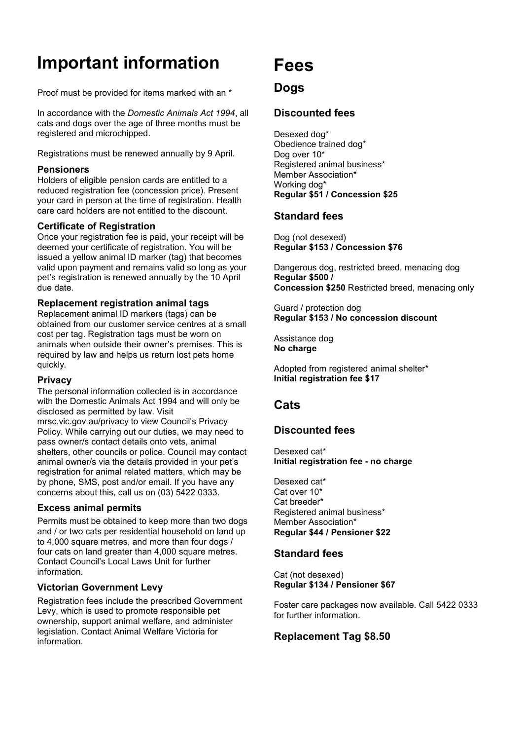# Important information

Proof must be provided for items marked with an *

In accordance with the *Domestic Animals Act 1994*, all cats and dogs over the age of three months must be registered and microchipped.

Registrations must be renewed annually by 9 April.

### Pensioners

Holders of eligible pension cards are entitled to a reduced registration fee (concession price). Present your card in person at the time of registration. Health care card holders are not entitled to the discount.

### Certificate of Registration

Once your registration fee is paid, your receipt will be deemed your certificate of registration. You will be issued a yellow animal ID marker (tag) that becomes valid upon payment and remains valid so long as your pet's registration is renewed annually by the 10 April due date.

### Replacement registration animal tags

Replacement animal ID markers (tags) can be obtained from our customer service centres at a small cost per tag. Registration tags must be worn on animals when outside their owner's premises. This is required by law and helps us return lost pets home quickly.

### Privacy

The personal information collected is in accordance with the Domestic Animals Act 1994 and will only be disclosed as permitted by law. Visit mrsc.vic.gov.au/privacy to view Council's Privacy Policy. While carrying out our duties, we may need to pass owner/s contact details onto vets, animal shelters, other councils or police. Council may contact animal owner/s via the details provided in your pet's registration for animal related matters, which may be by phone, SMS, post and/or email. If you have any concerns about this, call us on (03) 5422 0333.

### Excess animal permits

Permits must be obtained to keep more than two dogs and / or two cats per residential household on land up to 4,000 square metres, and more than four dogs / four cats on land greater than 4,000 square metres. Contact Council's Local Laws Unit for further information.

### Victorian Government Levy

Registration fees include the prescribed Government Levy, which is used to promote responsible pet ownership, support animal welfare, and administer legislation. Contact Animal Welfare Victoria for information.

# Fees

## Dogs

### Discounted fees

Desexed dog*
Obedience trained dog*
Dog over 10*
Registered animal business*
Member Association*
Working dog*
**Regular $51 / Concession $25**

### Standard fees

Dog (not desexed)
**Regular $153 / Concession $76**

Dangerous dog, restricted breed, menacing dog
**Regular $500 /**
**Concession $250** Restricted breed, menacing only

Guard / protection dog
**Regular $153 / No concession discount**

Assistance dog
**No charge**

Adopted from registered animal shelter*
**Initial registration fee $17**

## Cats

### Discounted fees

Desexed cat*
**Initial registration fee - no charge**

Desexed cat*
Cat over 10*
Cat breeder*
Registered animal business*
Member Association*
**Regular $44 / Pensioner $22**

### Standard fees

Cat (not desexed)
**Regular $134 / Pensioner $67**

Foster care packages now available. Call 5422 0333 for further information.

### Replacement Tag $8.50